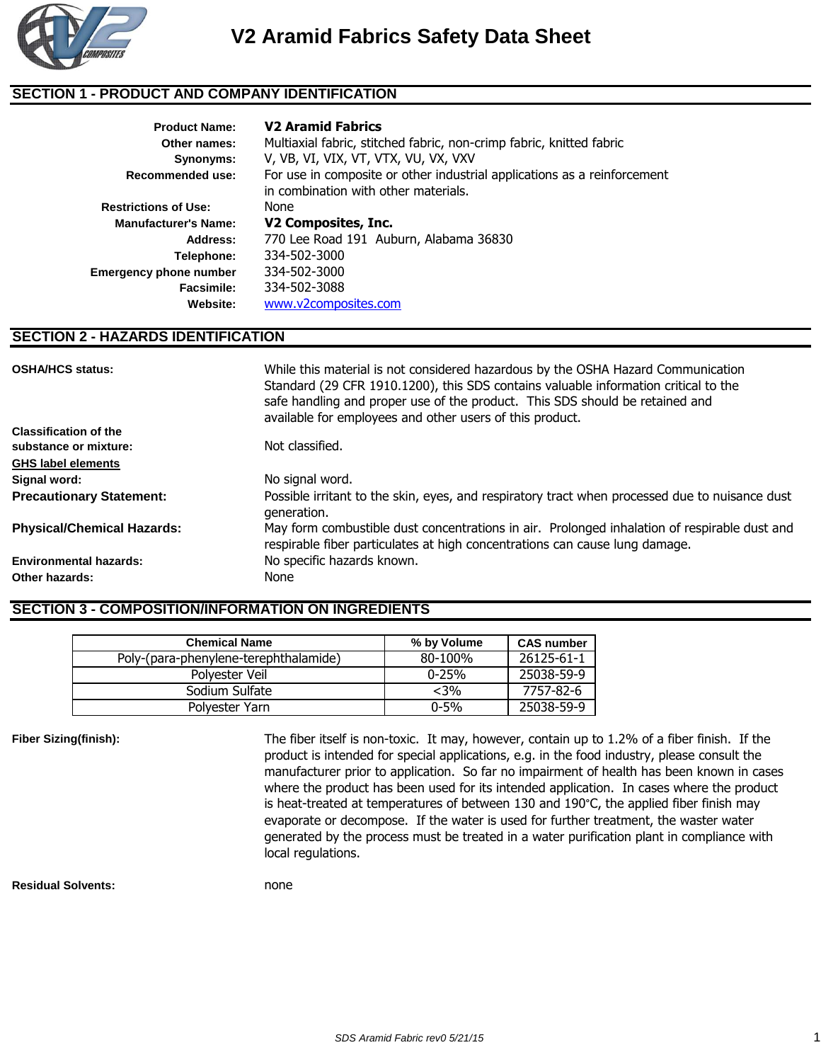# V2 Aramid Fabrics Safety Data Sheet

## SECTION 1 - PRODUCT AND COMPANY IDENTIFICATION

**Product Name:** **V2 Aramid Fabrics**
**Other names:** Multiaxial fabric, stitched fabric, non-crimp fabric, knitted fabric
**Synonyms:** V, VB, VI, VIX, VT, VTX, VU, VX, VXV
**Recommended use:** For use in composite or other industrial applications as a reinforcement in combination with other materials.
**Restrictions of Use:** None
**Manufacturer's Name:** **V2 Composites, Inc.**
**Address:** 770 Lee Road 191 Auburn, Alabama 36830
**Telephone:** 334-502-3000
**Emergency phone number** 334-502-3000
**Facsimile:** 334-502-3088
**Website:** www.v2composites.com

## SECTION 2 - HAZARDS IDENTIFICATION

**OSHA/HCS status:** While this material is not considered hazardous by the OSHA Hazard Communication Standard (29 CFR 1910.1200), this SDS contains valuable information critical to the safe handling and proper use of the product. This SDS should be retained and available for employees and other users of this product.

**Classification of the substance or mixture:** Not classified.

**GHS label elements**

**Signal word:** No signal word.

**Precautionary Statement:** Possible irritant to the skin, eyes, and respiratory tract when processed due to nuisance dust generation.

**Physical/Chemical Hazards:** May form combustible dust concentrations in air. Prolonged inhalation of respirable dust and respirable fiber particulates at high concentrations can cause lung damage.

**Environmental hazards:** No specific hazards known.

**Other hazards:** None

## SECTION 3 - COMPOSITION/INFORMATION ON INGREDIENTS

| Chemical Name | % by Volume | CAS number |
|---|---|---|
| Poly-(para-phenylene-terephthalamide) | 80-100% | 26125-61-1 |
| Polyester Veil | 0-25% | 25038-59-9 |
| Sodium Sulfate | <3% | 7757-82-6 |
| Polyester Yarn | 0-5% | 25038-59-9 |

**Fiber Sizing(finish):** The fiber itself is non-toxic. It may, however, contain up to 1.2% of a fiber finish. If the product is intended for special applications, e.g. in the food industry, please consult the manufacturer prior to application. So far no impairment of health has been known in cases where the product has been used for its intended application. In cases where the product is heat-treated at temperatures of between 130 and 190°C, the applied fiber finish may evaporate or decompose. If the water is used for further treatment, the waster water generated by the process must be treated in a water purification plant in compliance with local regulations.

**Residual Solvents:** none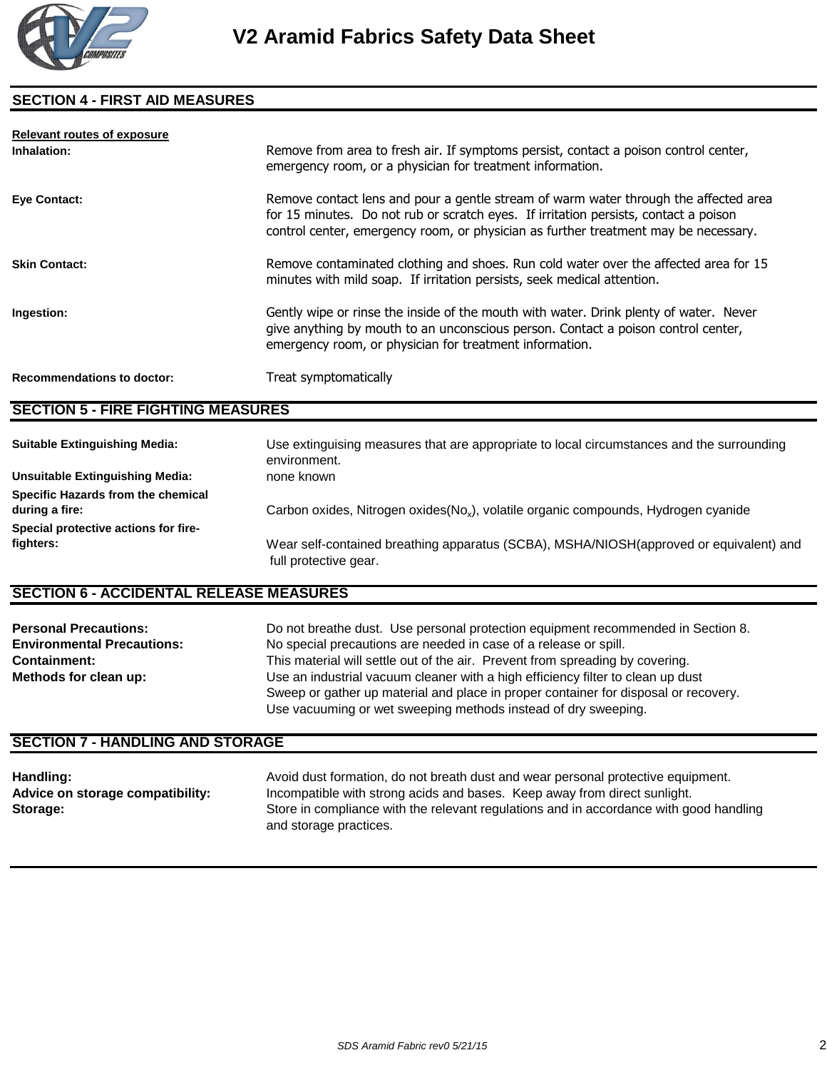## SECTION 4 - FIRST AID MEASURES

**Relevant routes of exposure**

**Inhalation:** Remove from area to fresh air. If symptoms persist, contact a poison control center, emergency room, or a physician for treatment information.

**Eye Contact:** Remove contact lens and pour a gentle stream of warm water through the affected area for 15 minutes. Do not rub or scratch eyes. If irritation persists, contact a poison control center, emergency room, or physician as further treatment may be necessary.

**Skin Contact:** Remove contaminated clothing and shoes. Run cold water over the affected area for 15 minutes with mild soap. If irritation persists, seek medical attention.

**Ingestion:** Gently wipe or rinse the inside of the mouth with water. Drink plenty of water. Never give anything by mouth to an unconscious person. Contact a poison control center, emergency room, or physician for treatment information.

**Recommendations to doctor:** Treat symptomatically

## SECTION 5 - FIRE FIGHTING MEASURES

**Suitable Extinguishing Media:** Use extinguising measures that are appropriate to local circumstances and the surrounding environment.

**Unsuitable Extinguishing Media:** none known

**Specific Hazards from the chemical during a fire:** Carbon oxides, Nitrogen oxides($No_x$), volatile organic compounds, Hydrogen cyanide

**Special protective actions for fire-fighters:** Wear self-contained breathing apparatus (SCBA), MSHA/NIOSH(approved or equivalent) and full protective gear.

## SECTION 6 - ACCIDENTAL RELEASE MEASURES

**Personal Precautions:** Do not breathe dust. Use personal protection equipment recommended in Section 8.

**Environmental Precautions:** No special precautions are needed in case of a release or spill.

**Containment:** This material will settle out of the air. Prevent from spreading by covering.

**Methods for clean up:** Use an industrial vacuum cleaner with a high efficiency filter to clean up dust
Sweep or gather up material and place in proper container for disposal or recovery.
Use vacuuming or wet sweeping methods instead of dry sweeping.

## SECTION 7 - HANDLING AND STORAGE

**Handling:** Avoid dust formation, do not breath dust and wear personal protective equipment.

**Advice on storage compatibility:** Incompatible with strong acids and bases. Keep away from direct sunlight.

**Storage:** Store in compliance with the relevant regulations and in accordance with good handling and storage practices.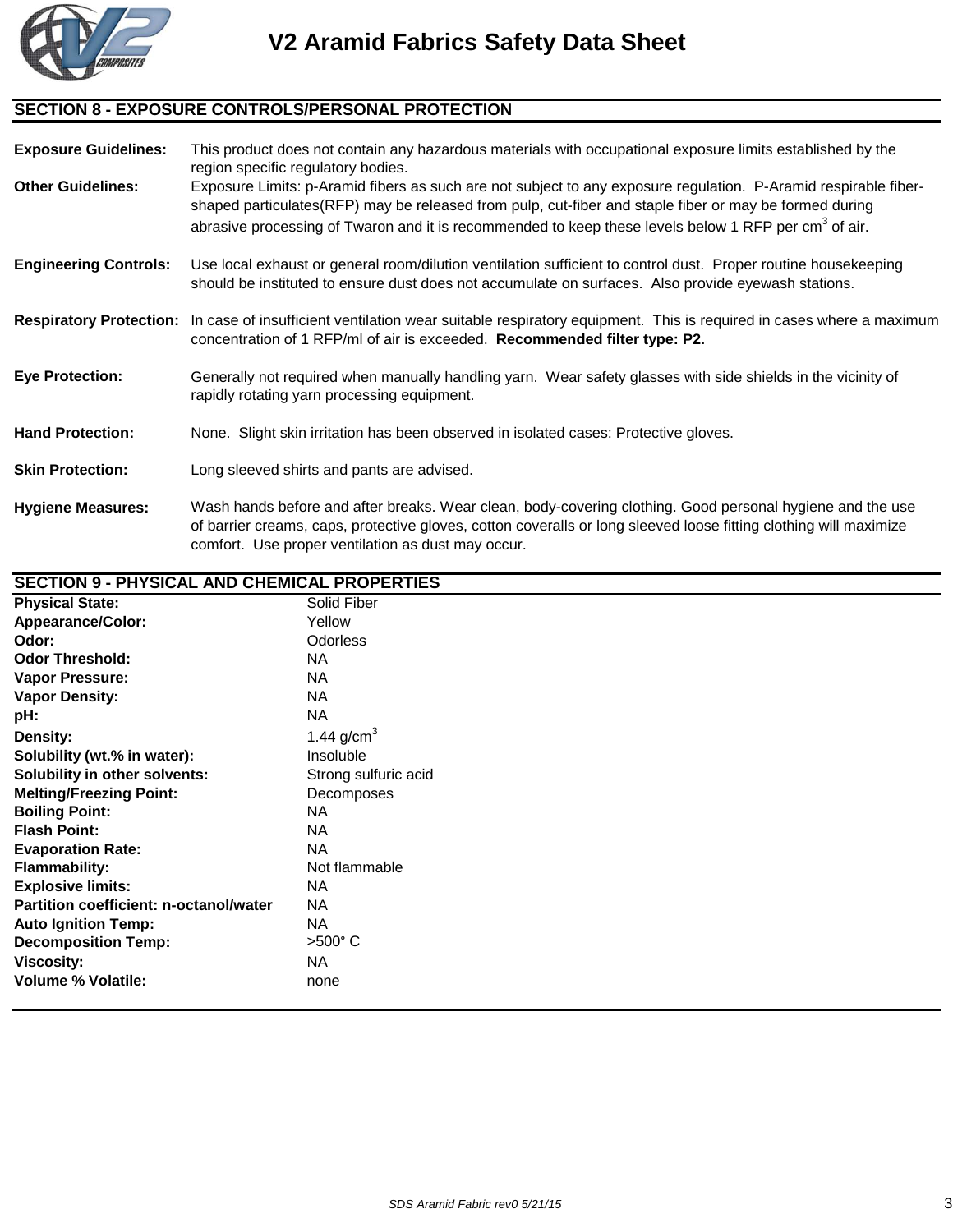# V2 Aramid Fabrics Safety Data Sheet

## SECTION 8 - EXPOSURE CONTROLS/PERSONAL PROTECTION

**Exposure Guidelines:** This product does not contain any hazardous materials with occupational exposure limits established by the region specific regulatory bodies.

**Other Guidelines:** Exposure Limits: p-Aramid fibers as such are not subject to any exposure regulation. P-Aramid respirable fiber-shaped particulates(RFP) may be released from pulp, cut-fiber and staple fiber or may be formed during abrasive processing of Twaron and it is recommended to keep these levels below 1 RFP per $cm^3$ of air.

**Engineering Controls:** Use local exhaust or general room/dilution ventilation sufficient to control dust. Proper routine housekeeping should be instituted to ensure dust does not accumulate on surfaces. Also provide eyewash stations.

**Respiratory Protection:** In case of insufficient ventilation wear suitable respiratory equipment. This is required in cases where a maximum concentration of 1 RFP/ml of air is exceeded. **Recommended filter type: P2.**

**Eye Protection:** Generally not required when manually handling yarn. Wear safety glasses with side shields in the vicinity of rapidly rotating yarn processing equipment.

**Hand Protection:** None. Slight skin irritation has been observed in isolated cases: Protective gloves.

**Skin Protection:** Long sleeved shirts and pants are advised.

**Hygiene Measures:** Wash hands before and after breaks. Wear clean, body-covering clothing. Good personal hygiene and the use of barrier creams, caps, protective gloves, cotton coveralls or long sleeved loose fitting clothing will maximize comfort. Use proper ventilation as dust may occur.

## SECTION 9 - PHYSICAL AND CHEMICAL PROPERTIES

| | |
|---|---|
| **Physical State:** | Solid Fiber |
| **Appearance/Color:** | Yellow |
| **Odor:** | Odorless |
| **Odor Threshold:** | NA |
| **Vapor Pressure:** | NA |
| **Vapor Density:** | NA |
| **pH:** | NA |
| **Density:** | 1.44 $g/cm^3$ |
| **Solubility (wt.% in water):** | Insoluble |
| **Solubility in other solvents:** | Strong sulfuric acid |
| **Melting/Freezing Point:** | Decomposes |
| **Boiling Point:** | NA |
| **Flash Point:** | NA |
| **Evaporation Rate:** | NA |
| **Flammability:** | Not flammable |
| **Explosive limits:** | NA |
| **Partition coefficient: n-octanol/water** | NA |
| **Auto Ignition Temp:** | NA |
| **Decomposition Temp:** | >500° C |
| **Viscosity:** | NA |
| **Volume % Volatile:** | none |

SDS Aramid Fabric rev0 5/21/15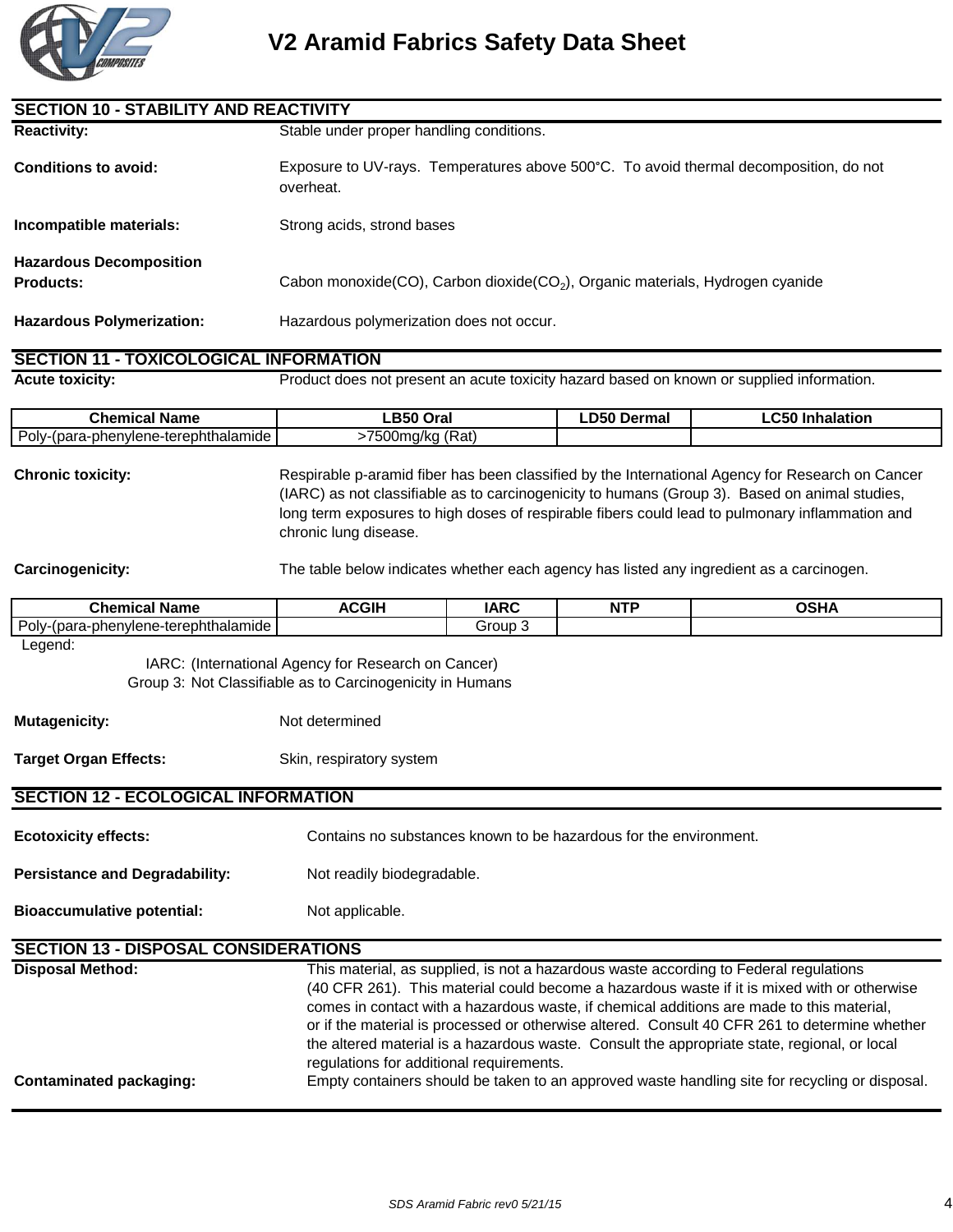# V2 Aramid Fabrics Safety Data Sheet

## SECTION 10 - STABILITY AND REACTIVITY

**Reactivity:** Stable under proper handling conditions.

**Conditions to avoid:** Exposure to UV-rays. Temperatures above 500°C. To avoid thermal decomposition, do not overheat.

**Incompatible materials:** Strong acids, strond bases

**Hazardous Decomposition Products:** Cabon monoxide(CO), Carbon dioxide($CO_2$), Organic materials, Hydrogen cyanide

**Hazardous Polymerization:** Hazardous polymerization does not occur.

## SECTION 11 - TOXICOLOGICAL INFORMATION

**Acute toxicity:** Product does not present an acute toxicity hazard based on known or supplied information.

| Chemical Name | LB50 Oral | LD50 Dermal | LC50 Inhalation |
|---|---|---|---|
| Poly-(para-phenylene-terephthalamide | >7500mg/kg (Rat) | | |

**Chronic toxicity:** Respirable p-aramid fiber has been classified by the International Agency for Research on Cancer (IARC) as not classifiable as to carcinogenicity to humans (Group 3). Based on animal studies, long term exposures to high doses of respirable fibers could lead to pulmonary inflammation and chronic lung disease.

**Carcinogenicity:** The table below indicates whether each agency has listed any ingredient as a carcinogen.

| Chemical Name | ACGIH | IARC | NTP | OSHA |
|---|---|---|---|---|
| Poly-(para-phenylene-terephthalamide | | Group 3 | | |

Legend:

IARC: (International Agency for Research on Cancer)

Group 3: Not Classifiable as to Carcinogenicity in Humans

**Mutagenicity:** Not determined

**Target Organ Effects:** Skin, respiratory system

## SECTION 12 - ECOLOGICAL INFORMATION

**Ecotoxicity effects:** Contains no substances known to be hazardous for the environment.

**Persistance and Degradability:** Not readily biodegradable.

**Bioaccumulative potential:** Not applicable.

## SECTION 13 - DISPOSAL CONSIDERATIONS

**Disposal Method:** This material, as supplied, is not a hazardous waste according to Federal regulations (40 CFR 261). This material could become a hazardous waste if it is mixed with or otherwise comes in contact with a hazardous waste, if chemical additions are made to this material, or if the material is processed or otherwise altered. Consult 40 CFR 261 to determine whether the altered material is a hazardous waste. Consult the appropriate state, regional, or local regulations for additional requirements.

**Contaminated packaging:** Empty containers should be taken to an approved waste handling site for recycling or disposal.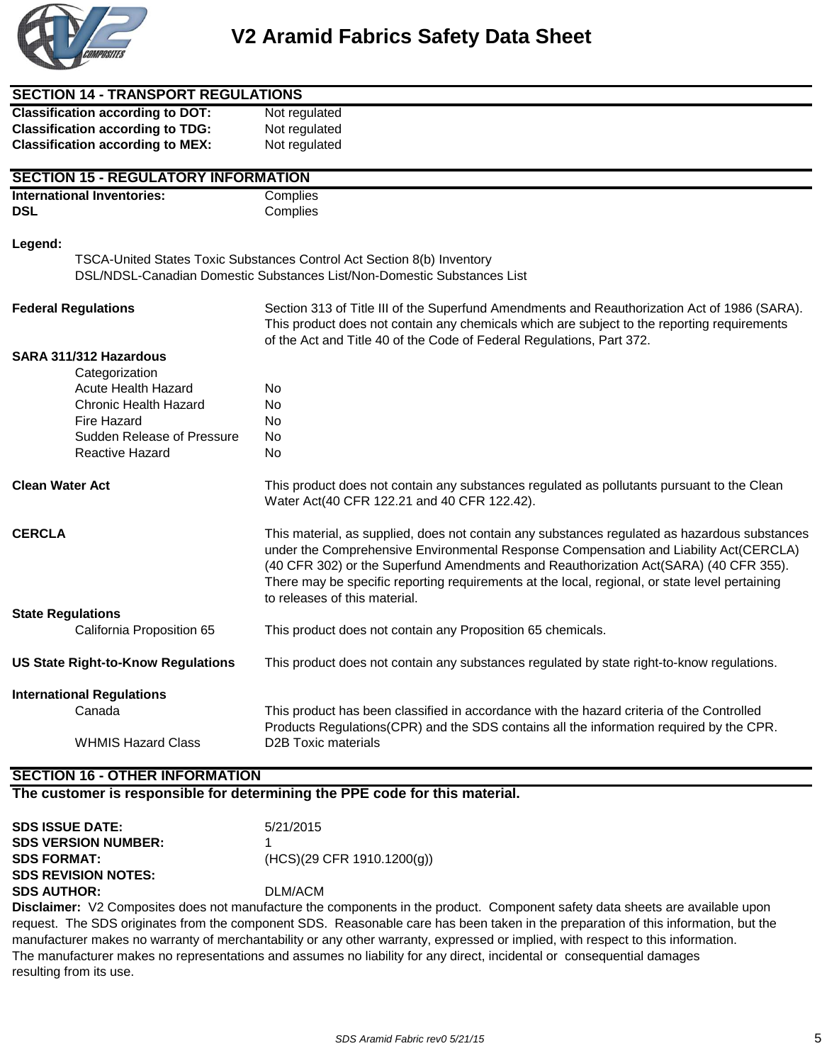# V2 Aramid Fabrics Safety Data Sheet

## SECTION 14 - TRANSPORT REGULATIONS

| | |
|---|---|
| **Classification according to DOT:** | Not regulated |
| **Classification according to TDG:** | Not regulated |
| **Classification according to MEX:** | Not regulated |

## SECTION 15 - REGULATORY INFORMATION

| | |
|---|---|
| **International Inventories:** | Complies |
| **DSL** | Complies |

**Legend:**

TSCA-United States Toxic Substances Control Act Section 8(b) Inventory
DSL/NDSL-Canadian Domestic Substances List/Non-Domestic Substances List

**Federal Regulations**

Section 313 of Title III of the Superfund Amendments and Reauthorization Act of 1986 (SARA). This product does not contain any chemicals which are subject to the reporting requirements of the Act and Title 40 of the Code of Federal Regulations, Part 372.

**SARA 311/312 Hazardous**

| Categorization | |
|---|---|
| Acute Health Hazard | No |
| Chronic Health Hazard | No |
| Fire Hazard | No |
| Sudden Release of Pressure | No |
| Reactive Hazard | No |

**Clean Water Act**

This product does not contain any substances regulated as pollutants pursuant to the Clean Water Act(40 CFR 122.21 and 40 CFR 122.42).

**CERCLA**

This material, as supplied, does not contain any substances regulated as hazardous substances under the Comprehensive Environmental Response Compensation and Liability Act(CERCLA) (40 CFR 302) or the Superfund Amendments and Reauthorization Act(SARA) (40 CFR 355). There may be specific reporting requirements at the local, regional, or state level pertaining to releases of this material.

**State Regulations**

California Proposition 65: This product does not contain any Proposition 65 chemicals.

**US State Right-to-Know Regulations**

This product does not contain any substances regulated by state right-to-know regulations.

**International Regulations**

Canada: This product has been classified in accordance with the hazard criteria of the Controlled Products Regulations(CPR) and the SDS contains all the information required by the CPR.

WHMIS Hazard Class: D2B Toxic materials

## SECTION 16 - OTHER INFORMATION

**The customer is responsible for determining the PPE code for this material.**

| | |
|---|---|
| **SDS ISSUE DATE:** | 5/21/2015 |
| **SDS VERSION NUMBER:** | 1 |
| **SDS FORMAT:** | (HCS)(29 CFR 1910.1200(g)) |
| **SDS REVISION NOTES:** | |
| **SDS AUTHOR:** | DLM/ACM |

**Disclaimer:** V2 Composites does not manufacture the components in the product. Component safety data sheets are available upon request. The SDS originates from the component SDS. Reasonable care has been taken in the preparation of this information, but the manufacturer makes no warranty of merchantability or any other warranty, expressed or implied, with respect to this information. The manufacturer makes no representations and assumes no liability for any direct, incidental or consequential damages resulting from its use.